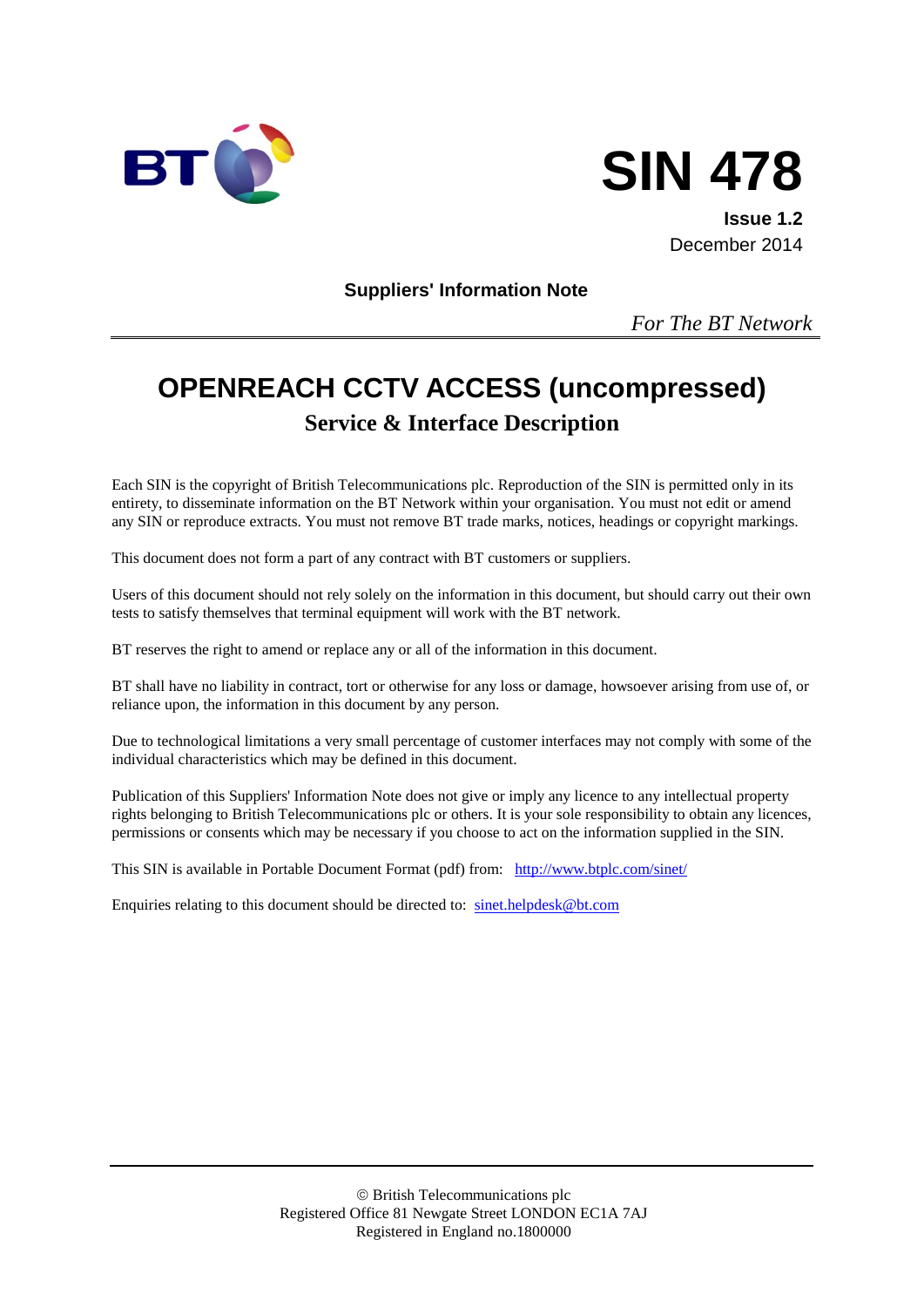# SIN 478

**Issue 1.2**
December 2014

**Suppliers' Information Note**

*For The BT Network*

# OPENREACH CCTV ACCESS (uncompressed)

## Service & Interface Description

Each SIN is the copyright of British Telecommunications plc. Reproduction of the SIN is permitted only in its entirety, to disseminate information on the BT Network within your organisation. You must not edit or amend any SIN or reproduce extracts. You must not remove BT trade marks, notices, headings or copyright markings.

This document does not form a part of any contract with BT customers or suppliers.

Users of this document should not rely solely on the information in this document, but should carry out their own tests to satisfy themselves that terminal equipment will work with the BT network.

BT reserves the right to amend or replace any or all of the information in this document.

BT shall have no liability in contract, tort or otherwise for any loss or damage, howsoever arising from use of, or reliance upon, the information in this document by any person.

Due to technological limitations a very small percentage of customer interfaces may not comply with some of the individual characteristics which may be defined in this document.

Publication of this Suppliers' Information Note does not give or imply any licence to any intellectual property rights belonging to British Telecommunications plc or others. It is your sole responsibility to obtain any licences, permissions or consents which may be necessary if you choose to act on the information supplied in the SIN.

This SIN is available in Portable Document Format (pdf) from: http://www.btplc.com/sinet/

Enquiries relating to this document should be directed to: sinet.helpdesk@bt.com

© British Telecommunications plc
Registered Office 81 Newgate Street LONDON EC1A 7AJ
Registered in England no.1800000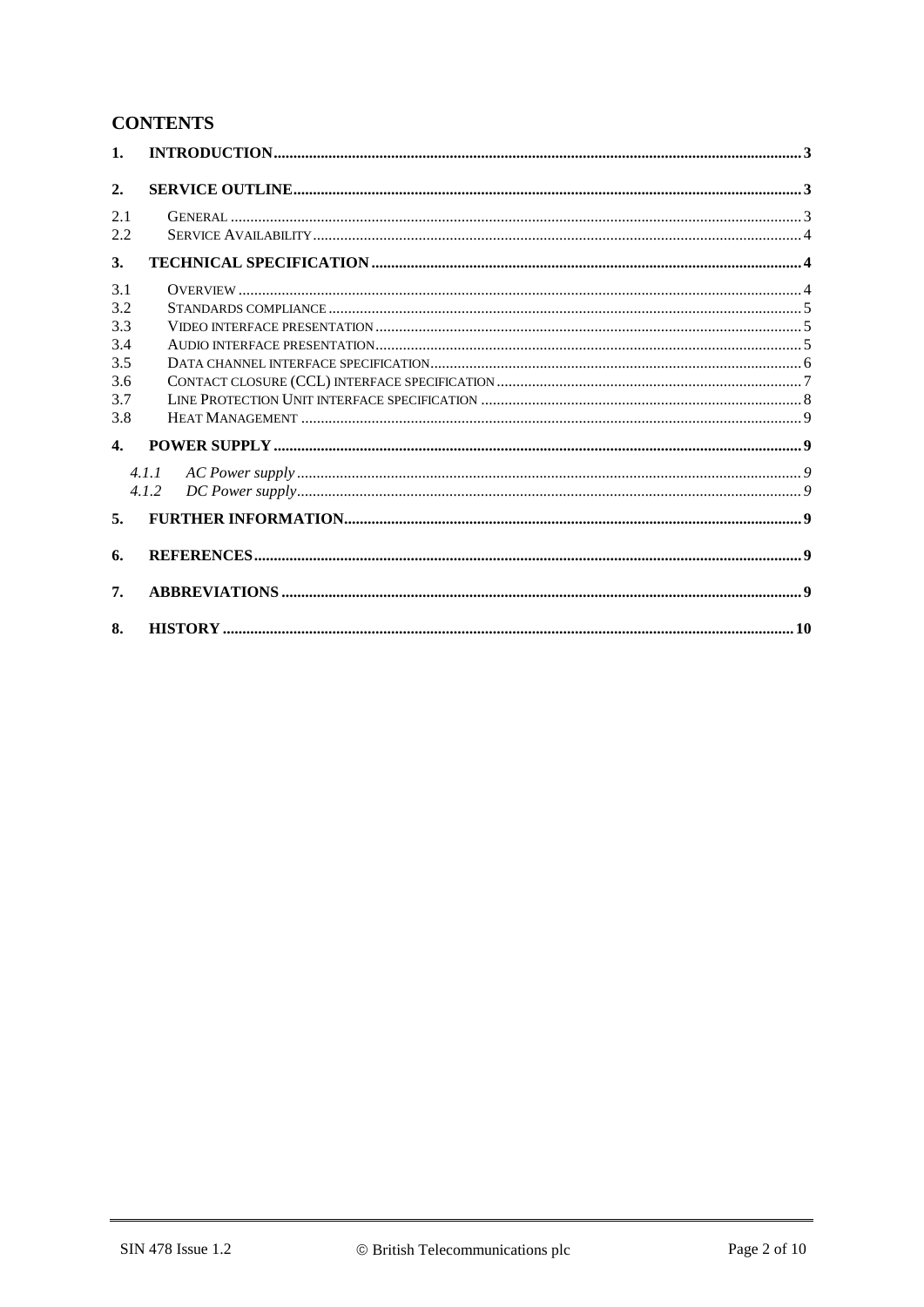## CONTENTS

| | | |
|---|---|---|
| **1.** | **INTRODUCTION** | **3** |
| **2.** | **SERVICE OUTLINE** | **3** |
| 2.1 | GENERAL | 3 |
| 2.2 | SERVICE AVAILABILITY | 4 |
| **3.** | **TECHNICAL SPECIFICATION** | **4** |
| 3.1 | OVERVIEW | 4 |
| 3.2 | STANDARDS COMPLIANCE | 5 |
| 3.3 | VIDEO INTERFACE PRESENTATION | 5 |
| 3.4 | AUDIO INTERFACE PRESENTATION | 5 |
| 3.5 | DATA CHANNEL INTERFACE SPECIFICATION | 6 |
| 3.6 | CONTACT CLOSURE (CCL) INTERFACE SPECIFICATION | 7 |
| 3.7 | LINE PROTECTION UNIT INTERFACE SPECIFICATION | 8 |
| 3.8 | HEAT MANAGEMENT | 9 |
| **4.** | **POWER SUPPLY** | **9** |
| *4.1.1* | *AC Power supply* | *9* |
| *4.1.2* | *DC Power supply* | *9* |
| **5.** | **FURTHER INFORMATION** | **9** |
| **6.** | **REFERENCES** | **9** |
| **7.** | **ABBREVIATIONS** | **9** |
| **8.** | **HISTORY** | **10** |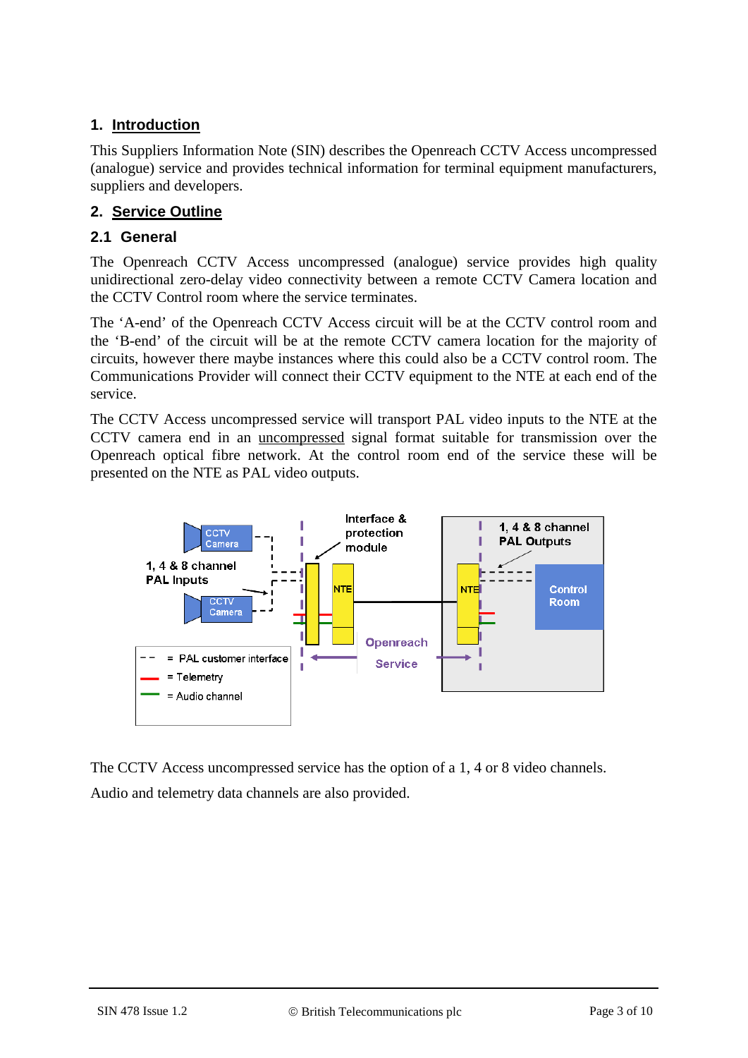# 1. Introduction

This Suppliers Information Note (SIN) describes the Openreach CCTV Access uncompressed (analogue) service and provides technical information for terminal equipment manufacturers, suppliers and developers.

# 2. Service Outline

## 2.1 General

The Openreach CCTV Access uncompressed (analogue) service provides high quality unidirectional zero-delay video connectivity between a remote CCTV Camera location and the CCTV Control room where the service terminates.

The 'A-end' of the Openreach CCTV Access circuit will be at the CCTV control room and the 'B-end' of the circuit will be at the remote CCTV camera location for the majority of circuits, however there maybe instances where this could also be a CCTV control room. The Communications Provider will connect their CCTV equipment to the NTE at each end of the service.

The CCTV Access uncompressed service will transport PAL video inputs to the NTE at the CCTV camera end in an uncompressed signal format suitable for transmission over the Openreach optical fibre network. At the control room end of the service these will be presented on the NTE as PAL video outputs.

The CCTV Access uncompressed service has the option of a 1, 4 or 8 video channels.

Audio and telemetry data channels are also provided.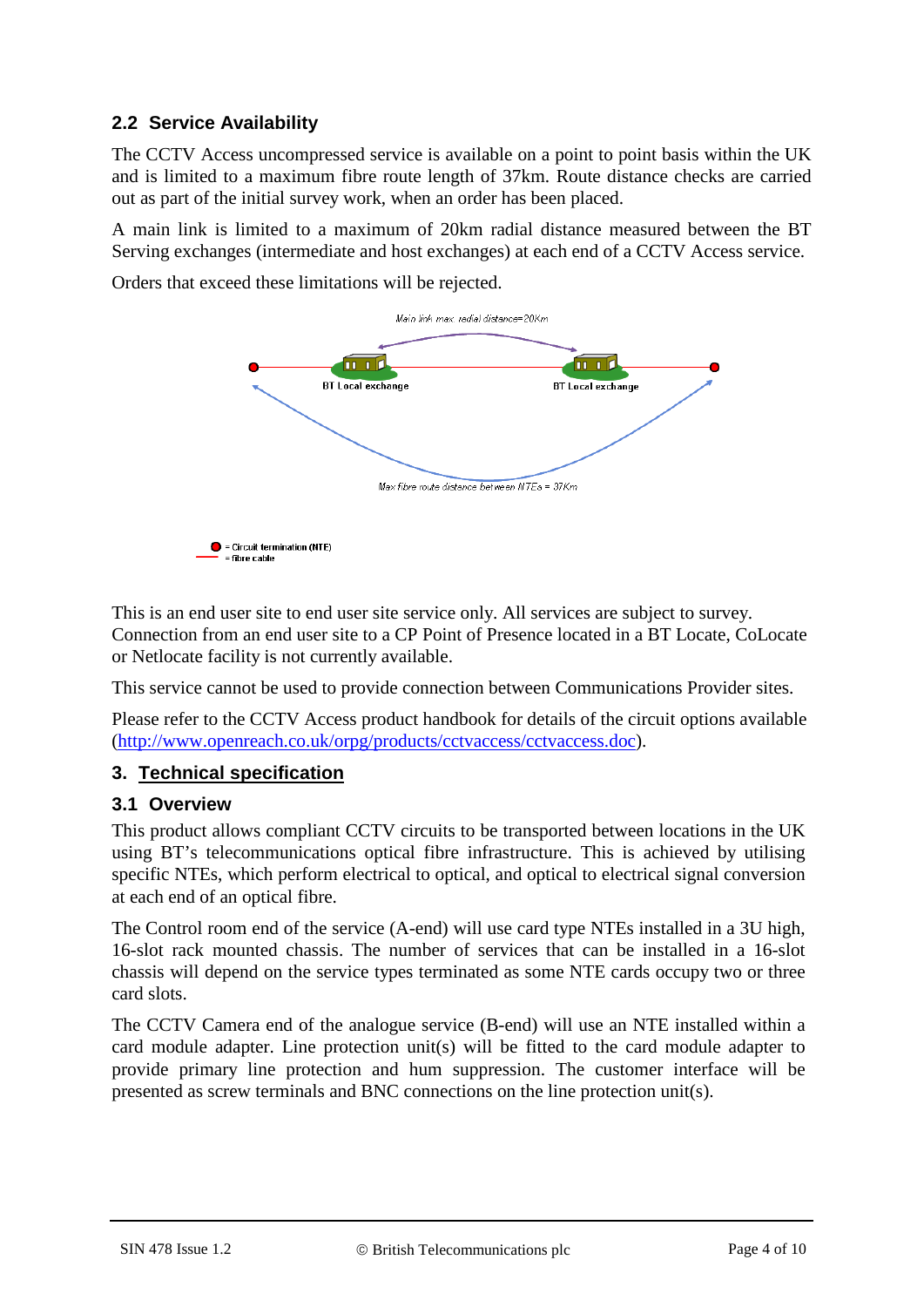### 2.2 Service Availability

The CCTV Access uncompressed service is available on a point to point basis within the UK and is limited to a maximum fibre route length of 37km. Route distance checks are carried out as part of the initial survey work, when an order has been placed.

A main link is limited to a maximum of 20km radial distance measured between the BT Serving exchanges (intermediate and host exchanges) at each end of a CCTV Access service.

Orders that exceed these limitations will be rejected.

Main link max radial distance=20Km

BT Local exchange

BT Local exchange

Max fibre route distance between NTEs = 37Km

= Circuit termination (NTE)
= fibre cable

This is an end user site to end user site service only. All services are subject to survey. Connection from an end user site to a CP Point of Presence located in a BT Locate, CoLocate or Netlocate facility is not currently available.

This service cannot be used to provide connection between Communications Provider sites.

Please refer to the CCTV Access product handbook for details of the circuit options available (http://www.openreach.co.uk/orpg/products/cctvaccess/cctvaccess.doc).

## 3. Technical specification

### 3.1 Overview

This product allows compliant CCTV circuits to be transported between locations in the UK using BT's telecommunications optical fibre infrastructure. This is achieved by utilising specific NTEs, which perform electrical to optical, and optical to electrical signal conversion at each end of an optical fibre.

The Control room end of the service (A-end) will use card type NTEs installed in a 3U high, 16-slot rack mounted chassis. The number of services that can be installed in a 16-slot chassis will depend on the service types terminated as some NTE cards occupy two or three card slots.

The CCTV Camera end of the analogue service (B-end) will use an NTE installed within a card module adapter. Line protection unit(s) will be fitted to the card module adapter to provide primary line protection and hum suppression. The customer interface will be presented as screw terminals and BNC connections on the line protection unit(s).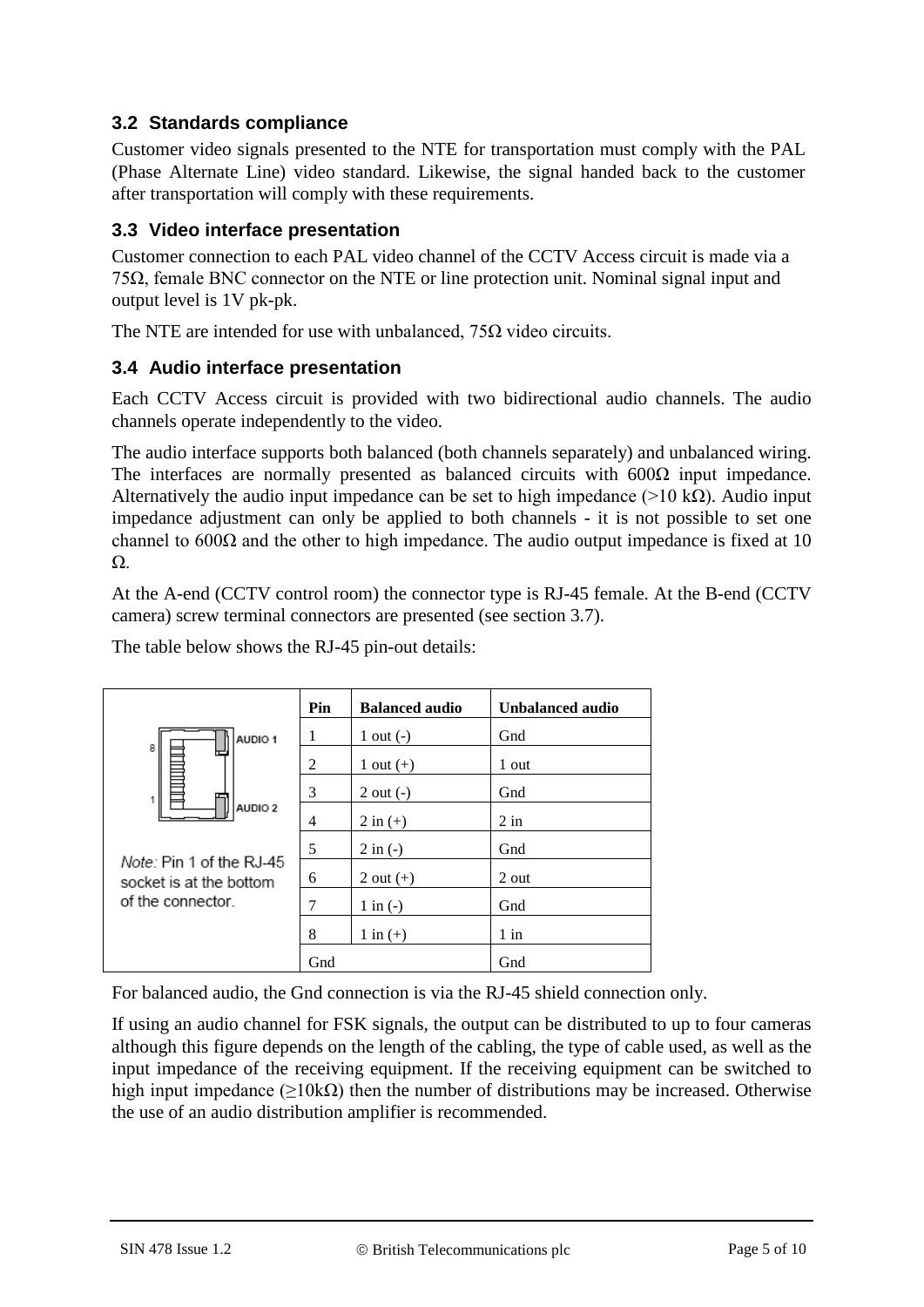### 3.2 Standards compliance

Customer video signals presented to the NTE for transportation must comply with the PAL (Phase Alternate Line) video standard. Likewise, the signal handed back to the customer after transportation will comply with these requirements.

### 3.3 Video interface presentation

Customer connection to each PAL video channel of the CCTV Access circuit is made via a 75Ω, female BNC connector on the NTE or line protection unit. Nominal signal input and output level is 1V pk-pk.

The NTE are intended for use with unbalanced, 75Ω video circuits.

### 3.4 Audio interface presentation

Each CCTV Access circuit is provided with two bidirectional audio channels. The audio channels operate independently to the video.

The audio interface supports both balanced (both channels separately) and unbalanced wiring. The interfaces are normally presented as balanced circuits with 600Ω input impedance. Alternatively the audio input impedance can be set to high impedance (>10 kΩ). Audio input impedance adjustment can only be applied to both channels - it is not possible to set one channel to 600Ω and the other to high impedance. The audio output impedance is fixed at 10 Ω.

At the A-end (CCTV control room) the connector type is RJ-45 female. At the B-end (CCTV camera) screw terminal connectors are presented (see section 3.7).

The table below shows the RJ-45 pin-out details:

8 AUDIO 1

1 AUDIO 2

*Note:* Pin 1 of the RJ-45 socket is at the bottom of the connector.

| Pin | Balanced audio | Unbalanced audio |
|---|---|---|
| 1 | 1 out (-) | Gnd |
| 2 | 1 out (+) | 1 out |
| 3 | 2 out (-) | Gnd |
| 4 | 2 in (+) | 2 in |
| 5 | 2 in (-) | Gnd |
| 6 | 2 out (+) | 2 out |
| 7 | 1 in (-) | Gnd |
| 8 | 1 in (+) | 1 in |
| Gnd | | Gnd |

For balanced audio, the Gnd connection is via the RJ-45 shield connection only.

If using an audio channel for FSK signals, the output can be distributed to up to four cameras although this figure depends on the length of the cabling, the type of cable used, as well as the input impedance of the receiving equipment. If the receiving equipment can be switched to high input impedance (≥10kΩ) then the number of distributions may be increased. Otherwise the use of an audio distribution amplifier is recommended.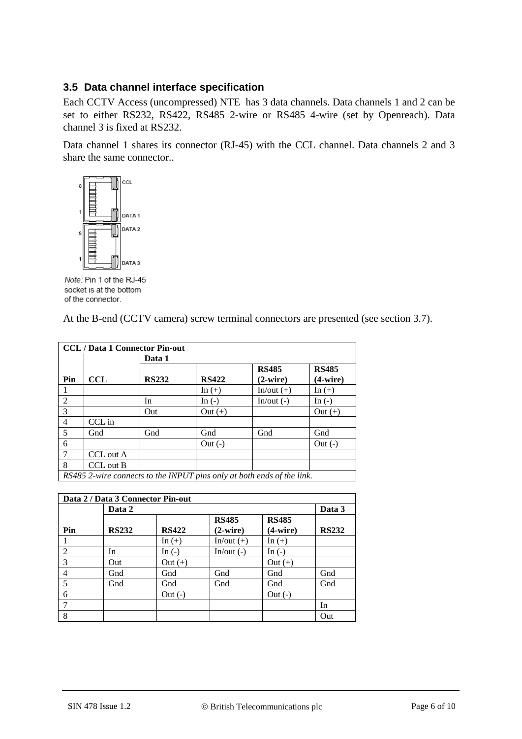### 3.5 Data channel interface specification

Each CCTV Access (uncompressed) NTE has 3 data channels. Data channels 1 and 2 can be set to either RS232, RS422, RS485 2-wire or RS485 4-wire (set by Openreach). Data channel 3 is fixed at RS232.

Data channel 1 shares its connector (RJ-45) with the CCL channel. Data channels 2 and 3 share the same connector..

*Note:* Pin 1 of the RJ-45 socket is at the bottom of the connector.

At the B-end (CCTV camera) screw terminal connectors are presented (see section 3.7).

| **CCL / Data 1 Connector Pin-out** | | | | | |
|---|---|---|---|---|---|
| | | **Data 1** | | | |
| **Pin** | **CCL** | **RS232** | **RS422** | **RS485 (2-wire)** | **RS485 (4-wire)** |
| 1 | | | In (+) | In/out (+) | In (+) |
| 2 | | In | In (-) | In/out (-) | In (-) |
| 3 | | Out | Out (+) | | Out (+) |
| 4 | CCL in | | | | |
| 5 | Gnd | Gnd | Gnd | Gnd | Gnd |
| 6 | | | Out (-) | | Out (-) |
| 7 | CCL out A | | | | |
| 8 | CCL out B | | | | |
| *RS485 2-wire connects to the INPUT pins only at both ends of the link.* | | | | | |

| **Data 2 / Data 3 Connector Pin-out** | | | | | |
|---|---|---|---|---|---|
| | **Data 2** | | | | **Data 3** |
| **Pin** | **RS232** | **RS422** | **RS485 (2-wire)** | **RS485 (4-wire)** | **RS232** |
| 1 | | In (+) | In/out (+) | In (+) | |
| 2 | In | In (-) | In/out (-) | In (-) | |
| 3 | Out | Out (+) | | Out (+) | |
| 4 | Gnd | Gnd | Gnd | Gnd | Gnd |
| 5 | Gnd | Gnd | Gnd | Gnd | Gnd |
| 6 | | Out (-) | | Out (-) | |
| 7 | | | | | In |
| 8 | | | | | Out |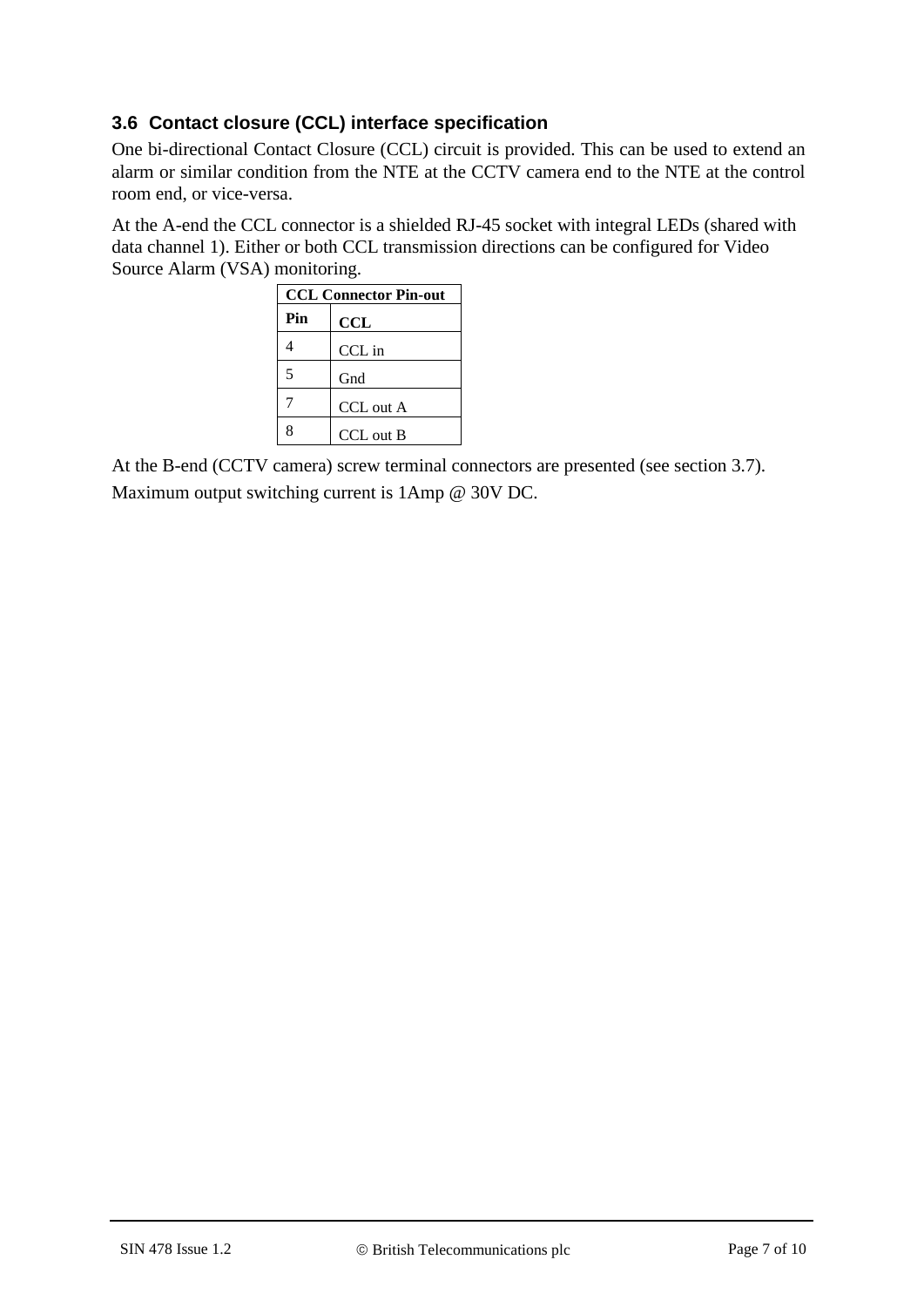### 3.6 Contact closure (CCL) interface specification

One bi-directional Contact Closure (CCL) circuit is provided. This can be used to extend an alarm or similar condition from the NTE at the CCTV camera end to the NTE at the control room end, or vice-versa.

At the A-end the CCL connector is a shielded RJ-45 socket with integral LEDs (shared with data channel 1). Either or both CCL transmission directions can be configured for Video Source Alarm (VSA) monitoring.

| CCL Connector Pin-out | |
|---|---|
| **Pin** | **CCL** |
| 4 | CCL in |
| 5 | Gnd |
| 7 | CCL out A |
| 8 | CCL out B |

At the B-end (CCTV camera) screw terminal connectors are presented (see section 3.7).

Maximum output switching current is 1Amp @ 30V DC.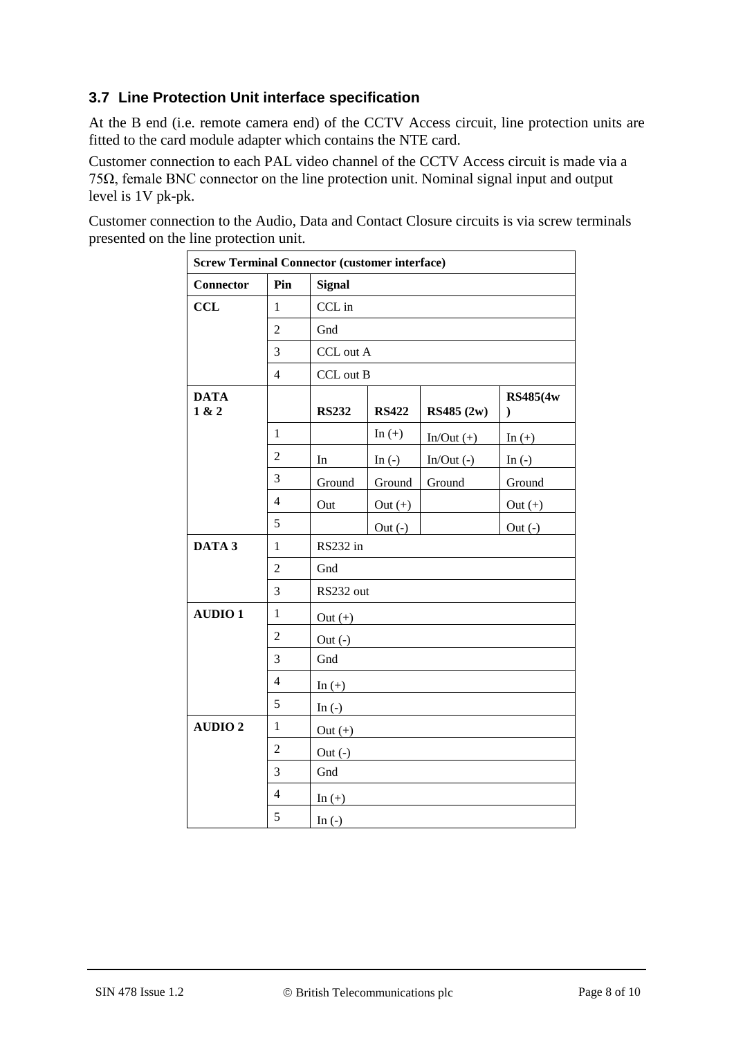### 3.7 Line Protection Unit interface specification

At the B end (i.e. remote camera end) of the CCTV Access circuit, line protection units are fitted to the card module adapter which contains the NTE card.

Customer connection to each PAL video channel of the CCTV Access circuit is made via a 75Ω, female BNC connector on the line protection unit. Nominal signal input and output level is 1V pk-pk.

Customer connection to the Audio, Data and Contact Closure circuits is via screw terminals presented on the line protection unit.

| **Screw Terminal Connector (customer interface)** | | | | | |
|---|---|---|---|---|---|
| **Connector** | **Pin** | **Signal** | | | |
| **CCL** | 1 | CCL in | | | |
| | 2 | Gnd | | | |
| | 3 | CCL out A | | | |
| | 4 | CCL out B | | | |
| **DATA 1 & 2** | | **RS232** | **RS422** | **RS485 (2w)** | **RS485(4w)** |
| | 1 | | In (+) | In/Out (+) | In (+) |
| | 2 | In | In (-) | In/Out (-) | In (-) |
| | 3 | Ground | Ground | Ground | Ground |
| | 4 | Out | Out (+) | | Out (+) |
| | 5 | | Out (-) | | Out (-) |
| **DATA 3** | 1 | RS232 in | | | |
| | 2 | Gnd | | | |
| | 3 | RS232 out | | | |
| **AUDIO 1** | 1 | Out (+) | | | |
| | 2 | Out (-) | | | |
| | 3 | Gnd | | | |
| | 4 | In (+) | | | |
| | 5 | In (-) | | | |
| **AUDIO 2** | 1 | Out (+) | | | |
| | 2 | Out (-) | | | |
| | 3 | Gnd | | | |
| | 4 | In (+) | | | |
| | 5 | In (-) | | | |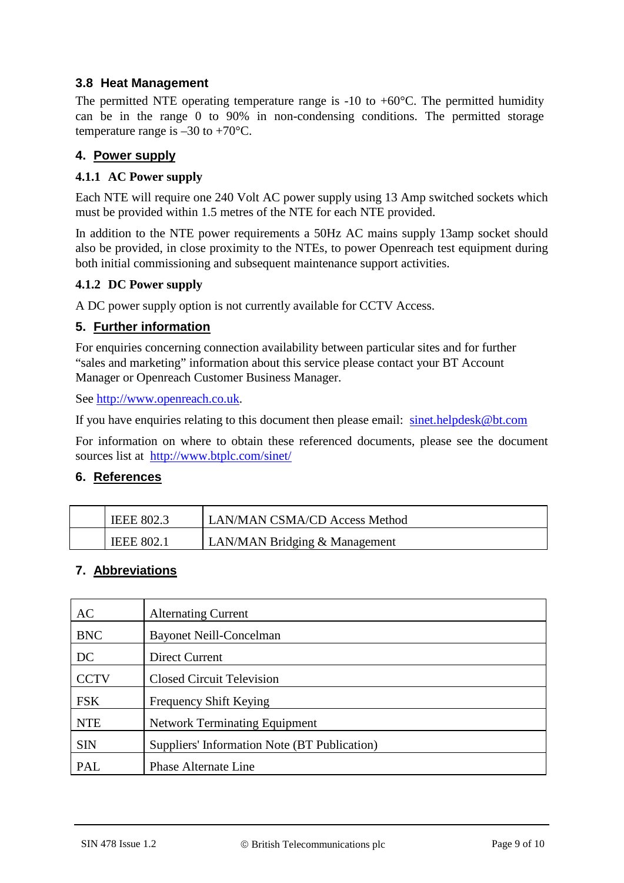### 3.8 Heat Management

The permitted NTE operating temperature range is -10 to +60°C. The permitted humidity can be in the range 0 to 90% in non-condensing conditions. The permitted storage temperature range is –30 to +70°C.

## 4. Power supply

#### 4.1.1 AC Power supply

Each NTE will require one 240 Volt AC power supply using 13 Amp switched sockets which must be provided within 1.5 metres of the NTE for each NTE provided.

In addition to the NTE power requirements a 50Hz AC mains supply 13amp socket should also be provided, in close proximity to the NTEs, to power Openreach test equipment during both initial commissioning and subsequent maintenance support activities.

#### 4.1.2 DC Power supply

A DC power supply option is not currently available for CCTV Access.

## 5. Further information

For enquiries concerning connection availability between particular sites and for further "sales and marketing" information about this service please contact your BT Account Manager or Openreach Customer Business Manager.

See http://www.openreach.co.uk.

If you have enquiries relating to this document then please email: sinet.helpdesk@bt.com

For information on where to obtain these referenced documents, please see the document sources list at http://www.btplc.com/sinet/

## 6. References

| | | |
|---|---|---|
| | IEEE 802.3 | LAN/MAN CSMA/CD Access Method |
| | IEEE 802.1 | LAN/MAN Bridging & Management |

## 7. Abbreviations

| | |
|---|---|
| AC | Alternating Current |
| BNC | Bayonet Neill-Concelman |
| DC | Direct Current |
| CCTV | Closed Circuit Television |
| FSK | Frequency Shift Keying |
| NTE | Network Terminating Equipment |
| SIN | Suppliers' Information Note (BT Publication) |
| PAL | Phase Alternate Line |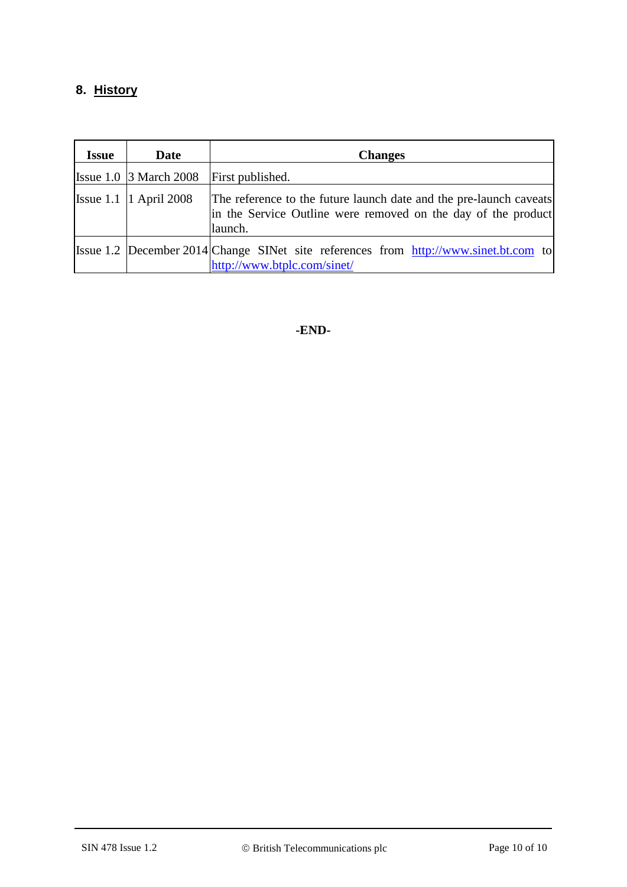## 8. History

| Issue | Date | Changes |
| --- | --- | --- |
| Issue 1.0 | 3 March 2008 | First published. |
| Issue 1.1 | 1 April 2008 | The reference to the future launch date and the pre-launch caveats in the Service Outline were removed on the day of the product launch. |
| Issue 1.2 | December 2014 | Change SINet site references from http://www.sinet.bt.com to http://www.btplc.com/sinet/ |

**-END-**